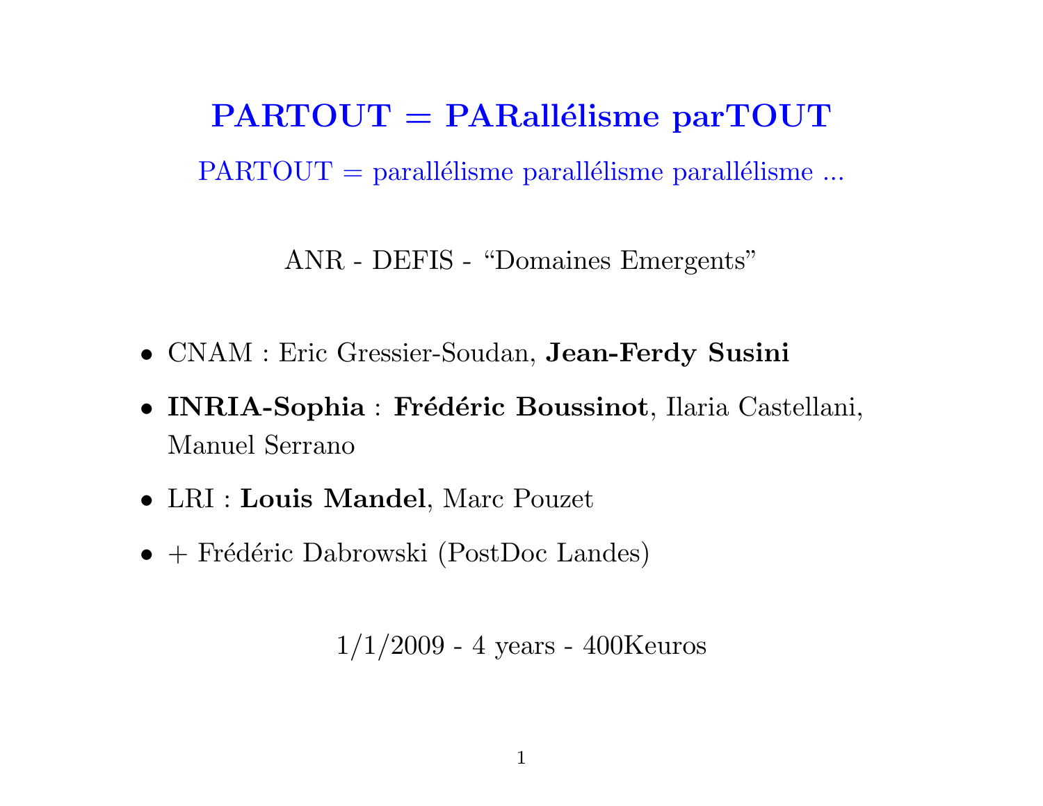# PARTOUT = PARallélisme parTOUT

PARTOUT = parallélisme parallélisme parallélisme ...

ANR - DEFIS - “Domaines Emergents”

- CNAM : Eric Gressier-Soudan, **Jean-Ferdy Susini**
- **INRIA-Sophia** : **Frédéric Boussinot**, Ilaria Castellani, Manuel Serrano
- LRI : **Louis Mandel**, Marc Pouzet
- + Frédéric Dabrowski (PostDoc Landes)

1/1/2009 - 4 years - 400Keuros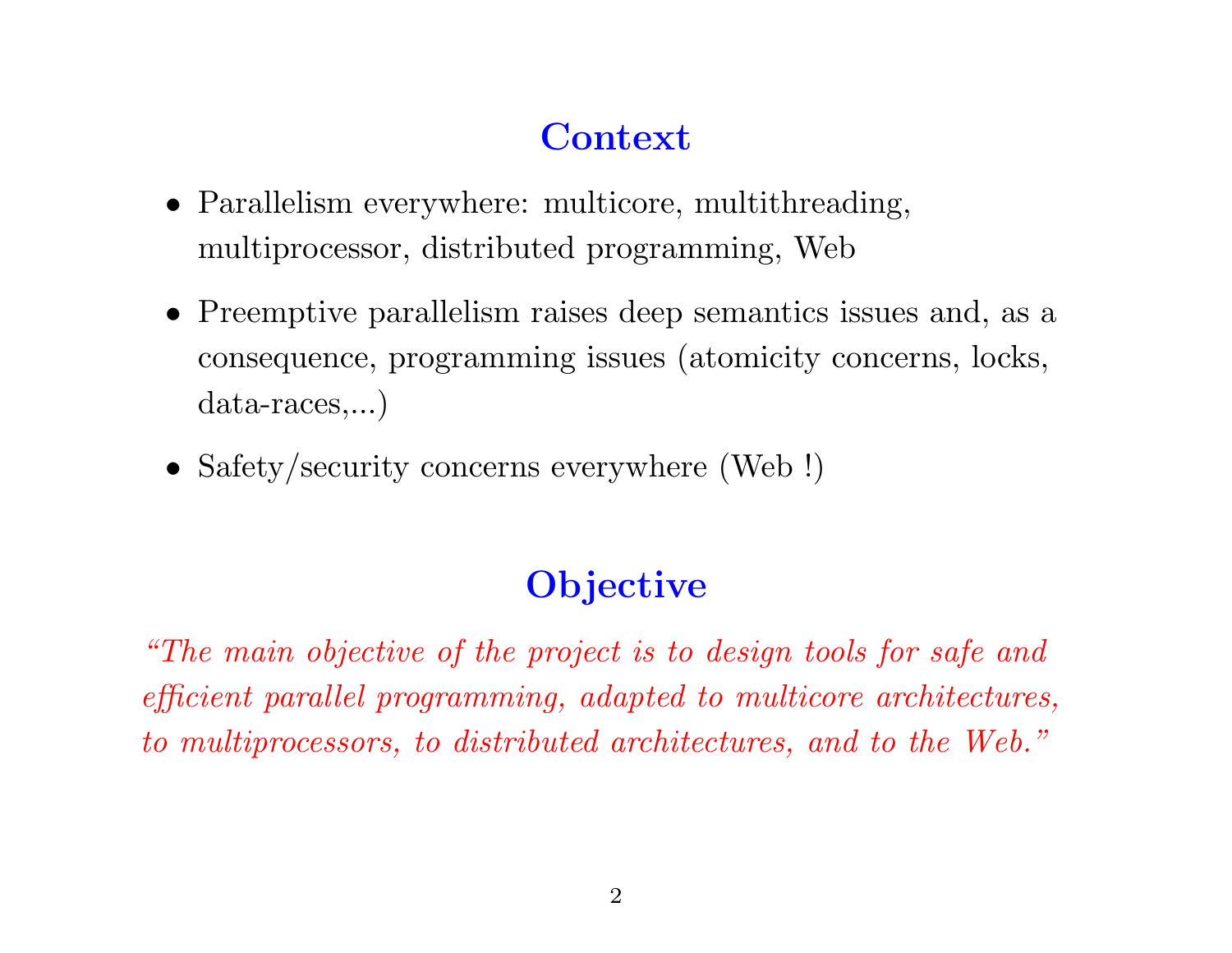## Context

- Parallelism everywhere: multicore, multithreading, multiprocessor, distributed programming, Web
- Preemptive parallelism raises deep semantics issues and, as a consequence, programming issues (atomicity concerns, locks, data-races,...)
- Safety/security concerns everywhere (Web !)

## Objective

*"The main objective of the project is to design tools for safe and efficient parallel programming, adapted to multicore architectures, to multiprocessors, to distributed architectures, and to the Web."*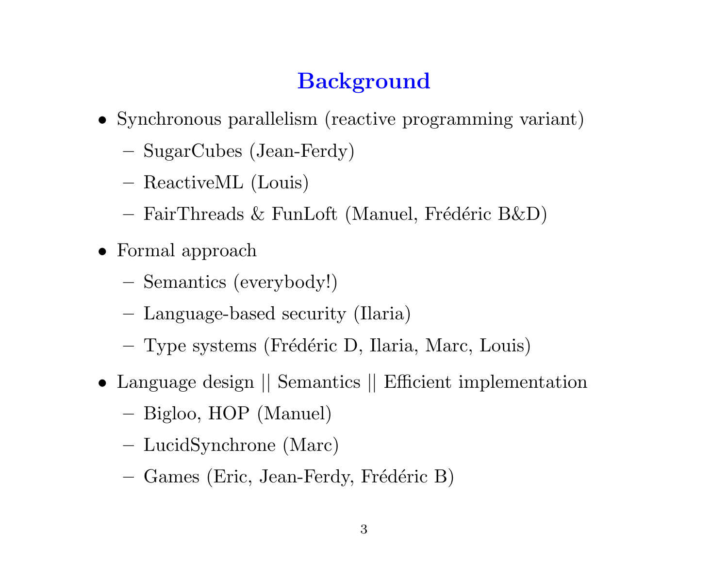# Background

- Synchronous parallelism (reactive programming variant)
  - SugarCubes (Jean-Ferdy)
  - ReactiveML (Louis)
  - FairThreads & FunLoft (Manuel, Frédéric B&D)
- Formal approach
  - Semantics (everybody!)
  - Language-based security (Ilaria)
  - Type systems (Frédéric D, Ilaria, Marc, Louis)
- Language design || Semantics || Efficient implementation
  - Bigloo, HOP (Manuel)
  - LucidSynchrone (Marc)
  - Games (Eric, Jean-Ferdy, Frédéric B)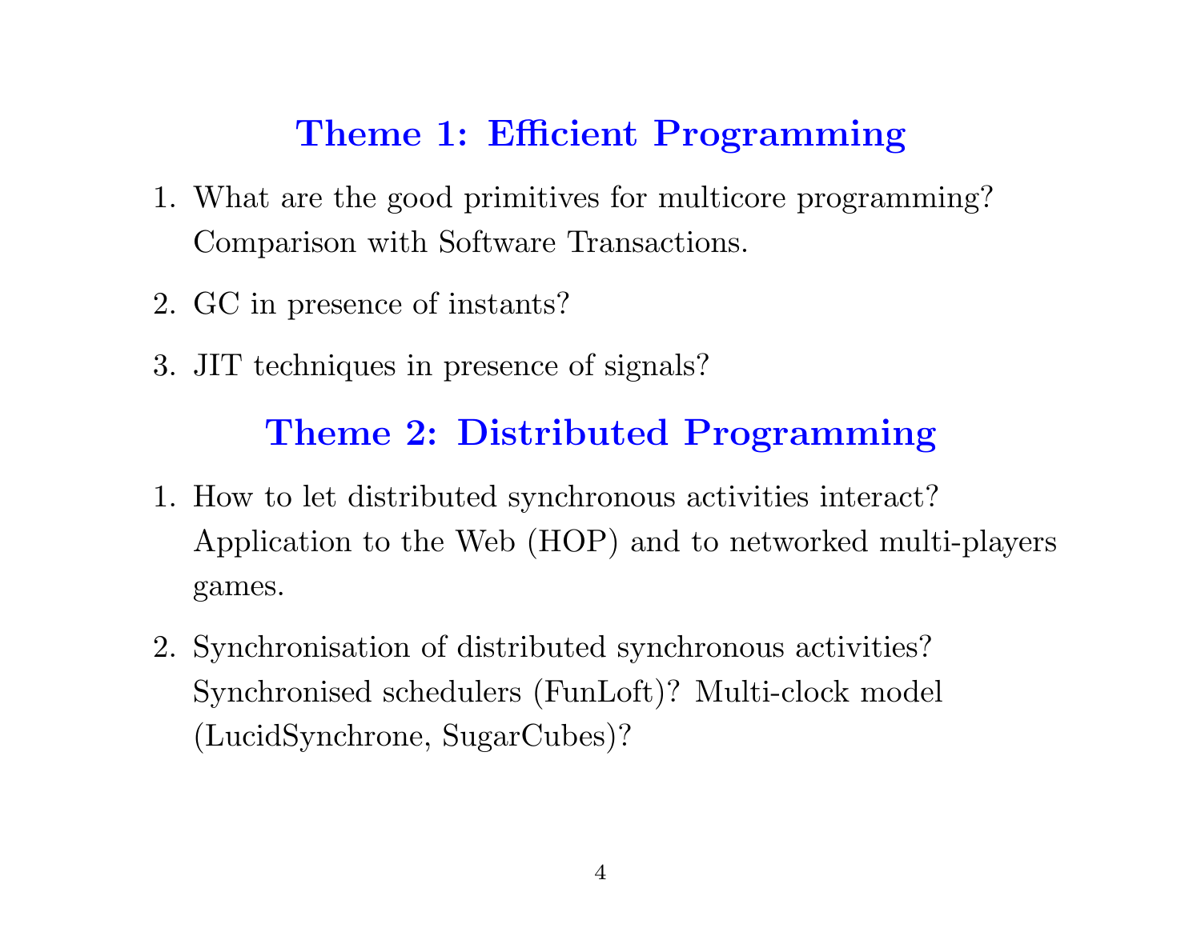## Theme 1: Efficient Programming

1. What are the good primitives for multicore programming? Comparison with Software Transactions.
2. GC in presence of instants?
3. JIT techniques in presence of signals?

## Theme 2: Distributed Programming

1. How to let distributed synchronous activities interact? Application to the Web (HOP) and to networked multi-players games.
2. Synchronisation of distributed synchronous activities? Synchronised schedulers (FunLoft)? Multi-clock model (LucidSynchrone, SugarCubes)?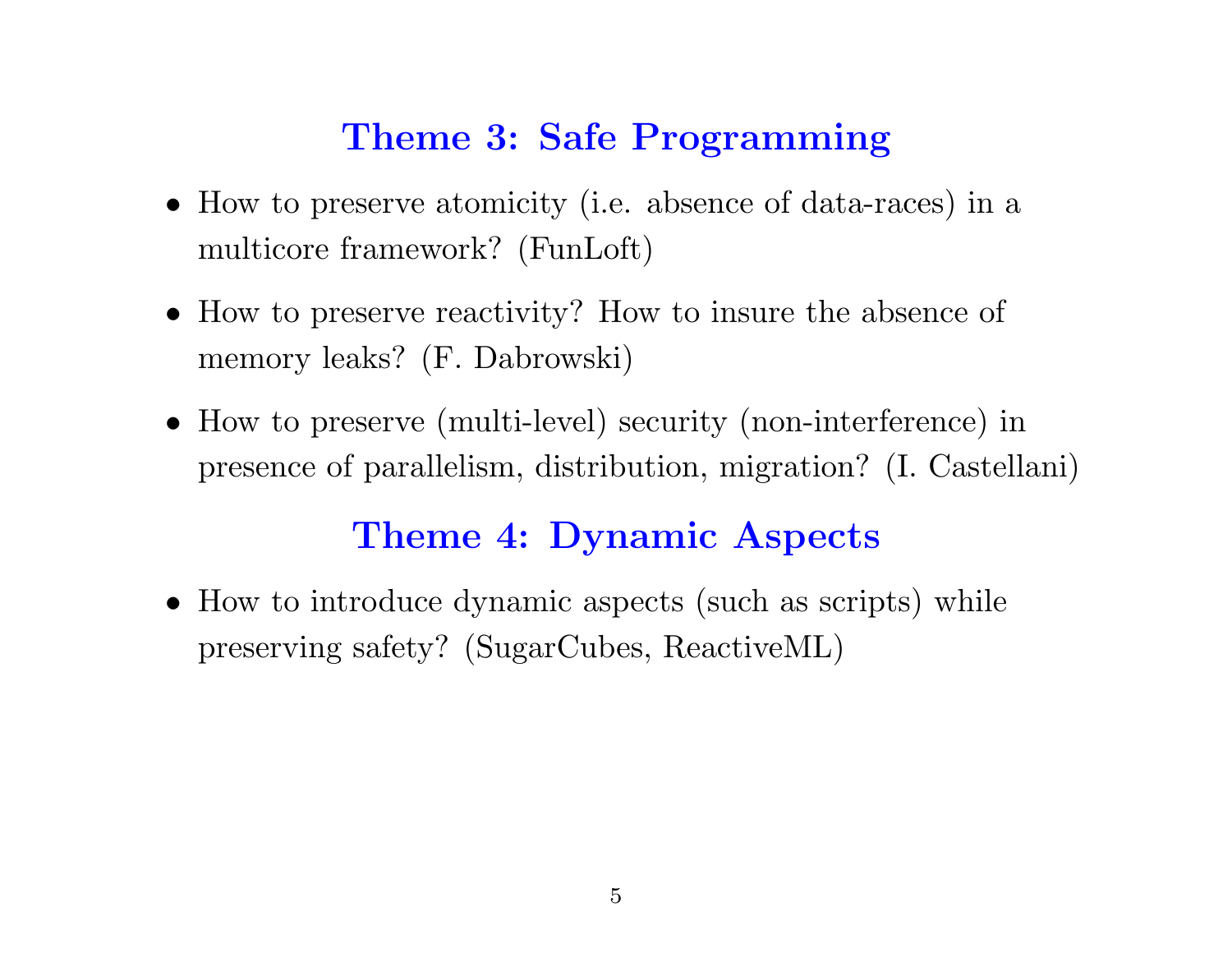## Theme 3: Safe Programming

- How to preserve atomicity (i.e. absence of data-races) in a multicore framework? (FunLoft)
- How to preserve reactivity? How to insure the absence of memory leaks? (F. Dabrowski)
- How to preserve (multi-level) security (non-interference) in presence of parallelism, distribution, migration? (I. Castellani)

## Theme 4: Dynamic Aspects

- How to introduce dynamic aspects (such as scripts) while preserving safety? (SugarCubes, ReactiveML)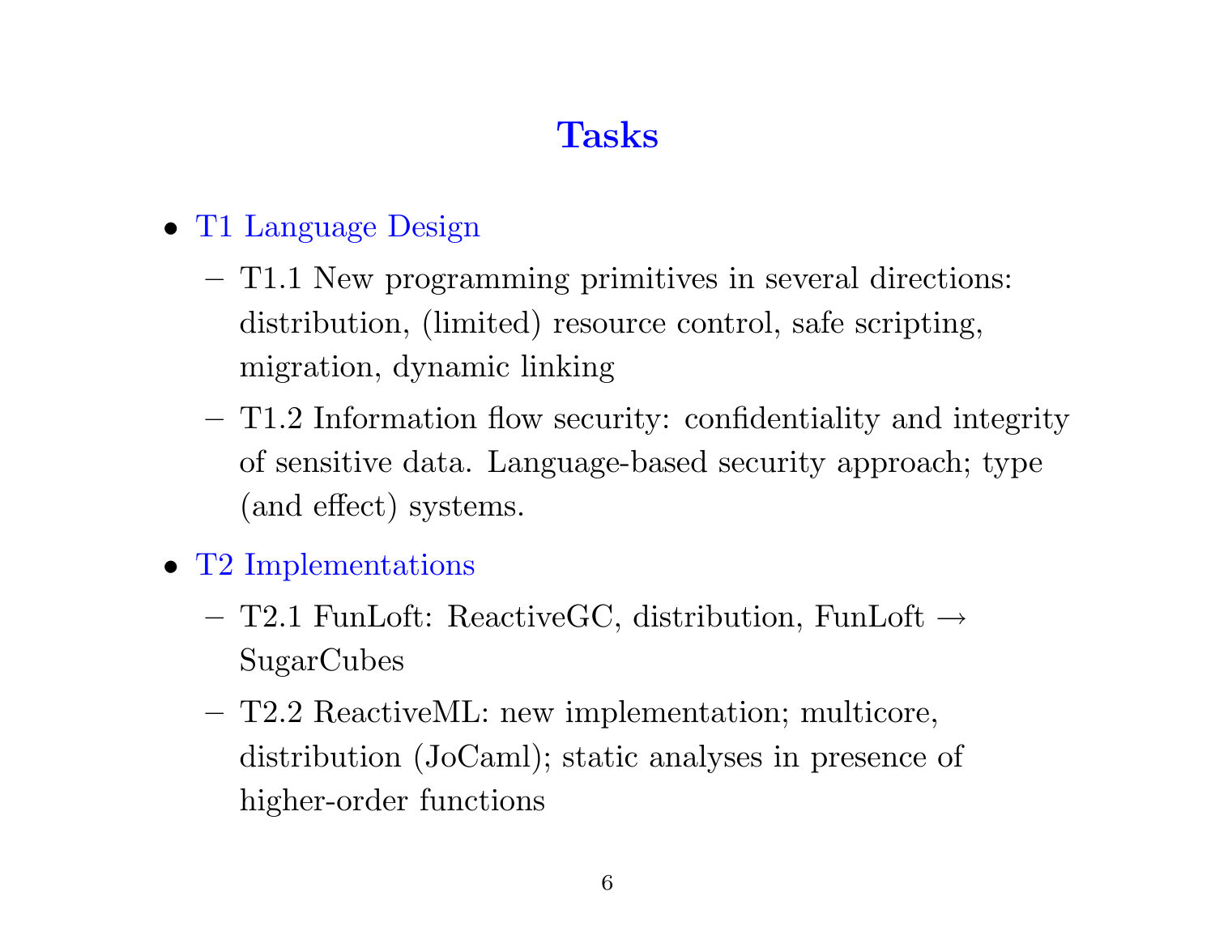# Tasks

- T1 Language Design
  - T1.1 New programming primitives in several directions: distribution, (limited) resource control, safe scripting, migration, dynamic linking
  - T1.2 Information flow security: confidentiality and integrity of sensitive data. Language-based security approach; type (and effect) systems.
- T2 Implementations
  - T2.1 FunLoft: ReactiveGC, distribution, FunLoft $\rightarrow$ SugarCubes
  - T2.2 ReactiveML: new implementation; multicore, distribution (JoCaml); static analyses in presence of higher-order functions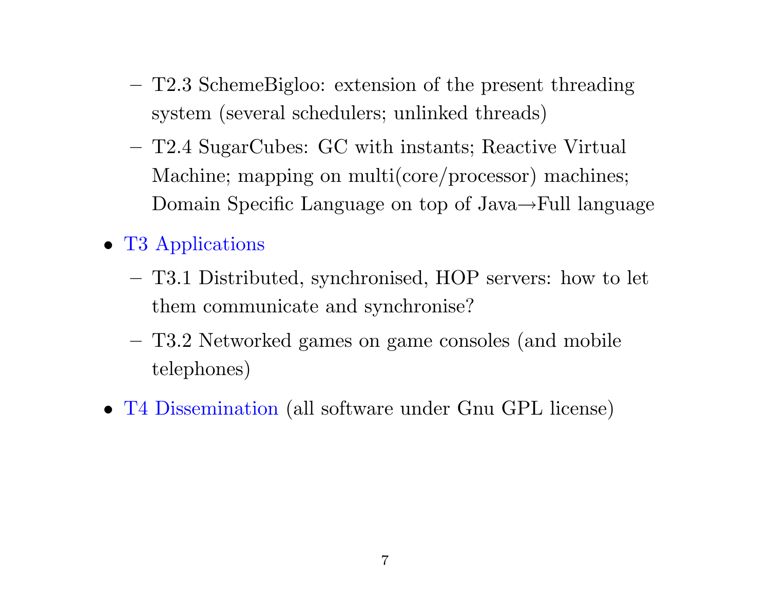- T2.3 SchemeBigloo: extension of the present threading system (several schedulers; unlinked threads)
  - T2.4 SugarCubes: GC with instants; Reactive Virtual Machine; mapping on multi(core/processor) machines; Domain Specific Language on top of Java→Full language

- T3 Applications
  - T3.1 Distributed, synchronised, HOP servers: how to let them communicate and synchronise?
  - T3.2 Networked games on game consoles (and mobile telephones)

- T4 Dissemination (all software under Gnu GPL license)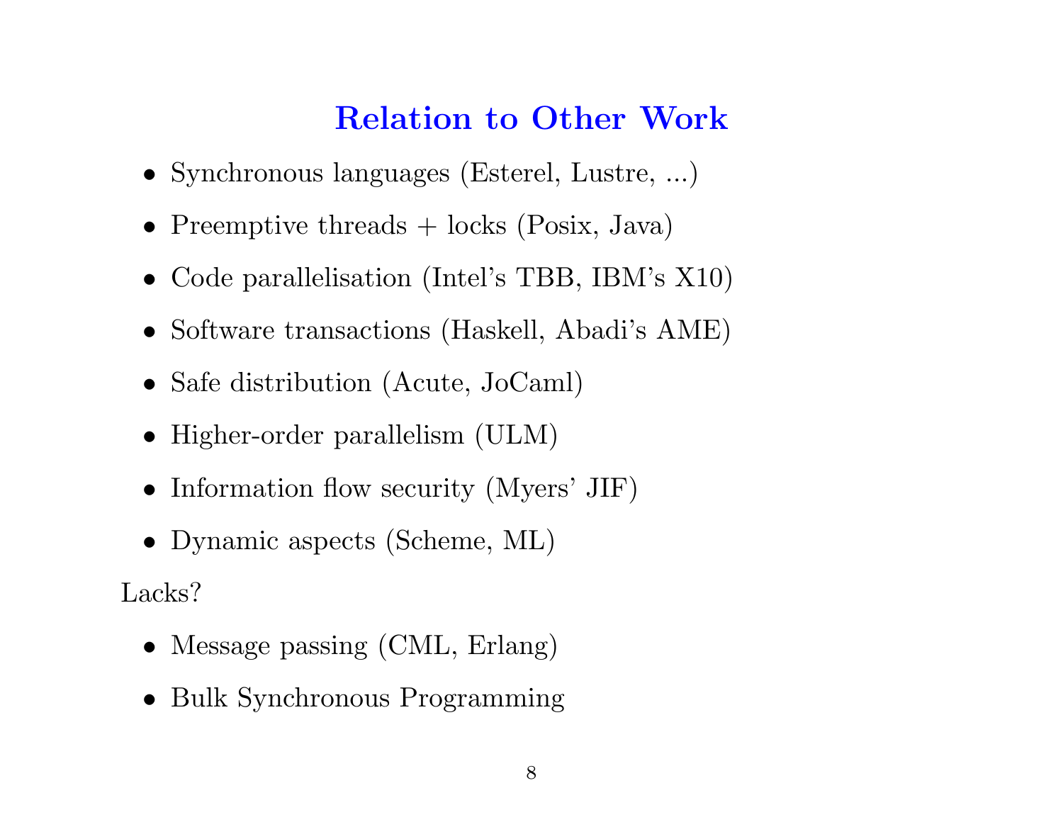# Relation to Other Work

- Synchronous languages (Esterel, Lustre, ...)
- Preemptive threads + locks (Posix, Java)
- Code parallelisation (Intel's TBB, IBM's X10)
- Software transactions (Haskell, Abadi's AME)
- Safe distribution (Acute, JoCaml)
- Higher-order parallelism (ULM)
- Information flow security (Myers' JIF)
- Dynamic aspects (Scheme, ML)

Lacks?

- Message passing (CML, Erlang)
- Bulk Synchronous Programming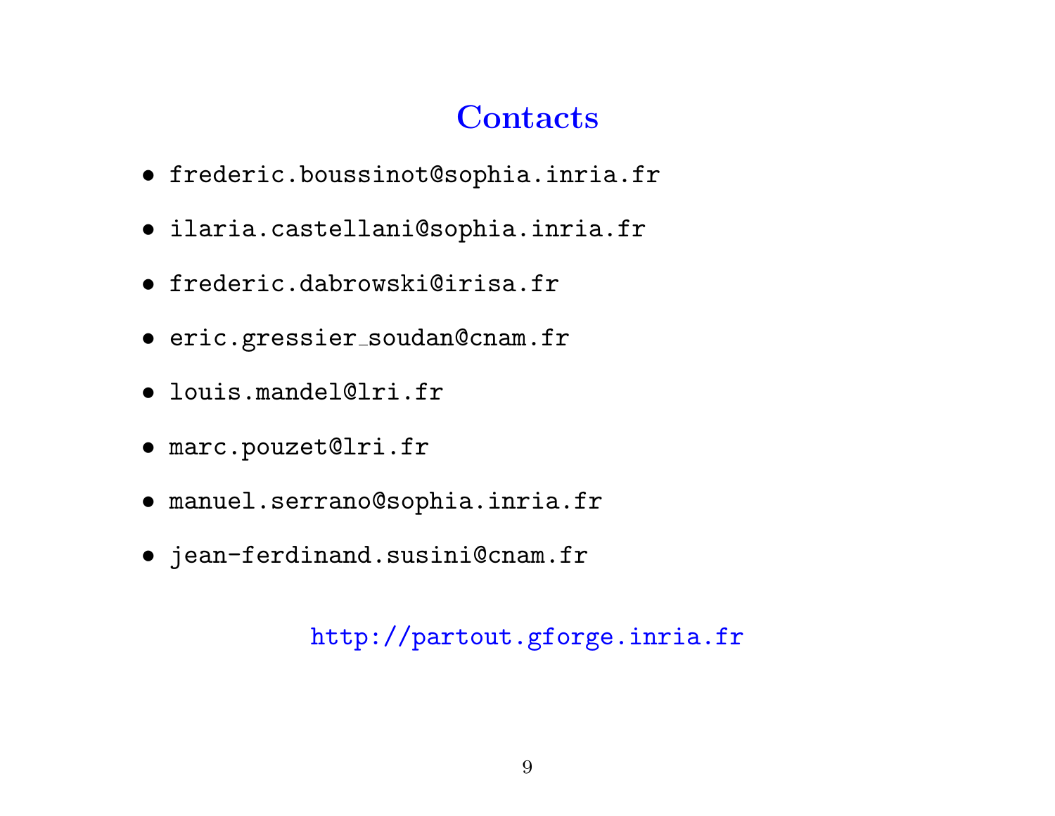# Contacts

- frederic.boussinot@sophia.inria.fr
- ilaria.castellani@sophia.inria.fr
- frederic.dabrowski@irisa.fr
- eric.gressier_soudan@cnam.fr
- louis.mandel@lri.fr
- marc.pouzet@lri.fr
- manuel.serrano@sophia.inria.fr
- jean-ferdinand.susini@cnam.fr

http://partout.gforge.inria.fr